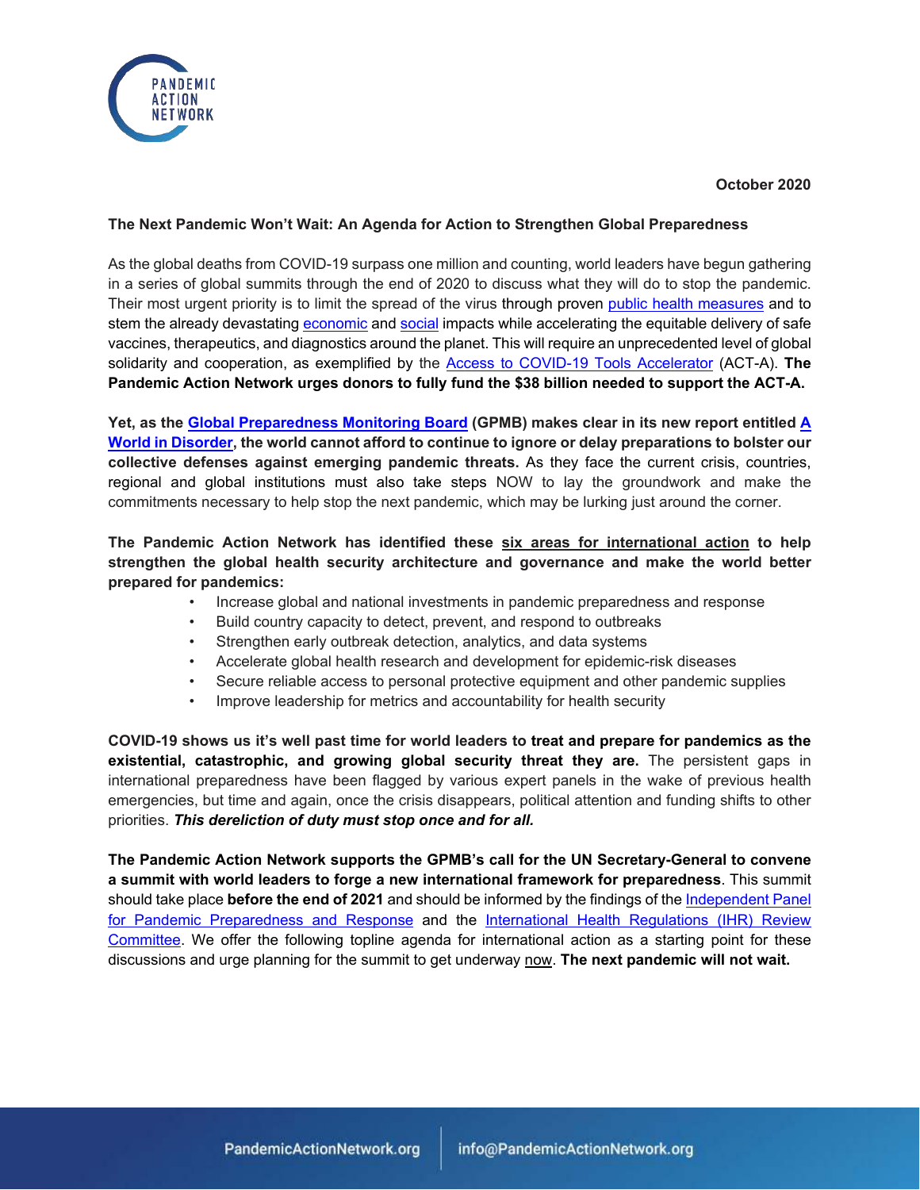October 2020

**The Next Pandemic Won't Wait: An Agenda for Action to Strengthen Global Preparedness**

As the global deaths from COVID-19 surpass one million and counting, world leaders have begun gathering in a series of global summits through the end of 2020 to discuss what they will do to stop the pandemic. Their most urgent priority is to limit the spread of the virus through proven public health measures and to stem the already devastating economic and social impacts while accelerating the equitable delivery of safe vaccines, therapeutics, and diagnostics around the planet. This will require an unprecedented level of global solidarity and cooperation, as exemplified by the Access to COVID-19 Tools Accelerator (ACT-A). **The Pandemic Action Network urges donors to fully fund the $38 billion needed to support the ACT-A.**

**Yet, as the Global Preparedness Monitoring Board (GPMB) makes clear in its new report entitled A World in Disorder, the world cannot afford to continue to ignore or delay preparations to bolster our collective defenses against emerging pandemic threats.** As they face the current crisis, countries, regional and global institutions must also take steps NOW to lay the groundwork and make the commitments necessary to help stop the next pandemic, which may be lurking just around the corner.

**The Pandemic Action Network has identified these six areas for international action to help strengthen the global health security architecture and governance and make the world better prepared for pandemics:**

- Increase global and national investments in pandemic preparedness and response
- Build country capacity to detect, prevent, and respond to outbreaks
- Strengthen early outbreak detection, analytics, and data systems
- Accelerate global health research and development for epidemic-risk diseases
- Secure reliable access to personal protective equipment and other pandemic supplies
- Improve leadership for metrics and accountability for health security

**COVID-19 shows us it's well past time for world leaders to treat and prepare for pandemics as the existential, catastrophic, and growing global security threat they are.** The persistent gaps in international preparedness have been flagged by various expert panels in the wake of previous health emergencies, but time and again, once the crisis disappears, political attention and funding shifts to other priorities. ***This dereliction of duty must stop once and for all.***

**The Pandemic Action Network supports the GPMB's call for the UN Secretary-General to convene a summit with world leaders to forge a new international framework for preparedness**. This summit should take place **before the end of 2021** and should be informed by the findings of the Independent Panel for Pandemic Preparedness and Response and the International Health Regulations (IHR) Review Committee. We offer the following topline agenda for international action as a starting point for these discussions and urge planning for the summit to get underway now. **The next pandemic will not wait.**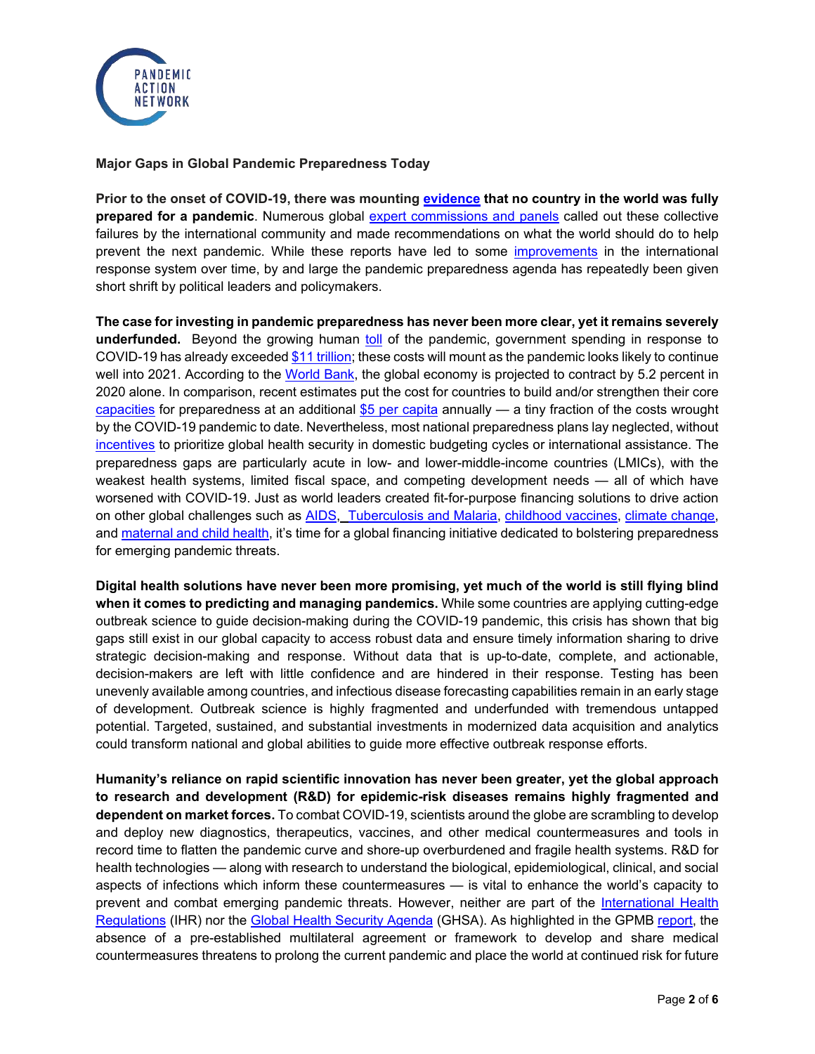**Major Gaps in Global Pandemic Preparedness Today**

**Prior to the onset of COVID-19, there was mounting evidence that no country in the world was fully prepared for a pandemic**. Numerous global expert commissions and panels called out these collective failures by the international community and made recommendations on what the world should do to help prevent the next pandemic. While these reports have led to some improvements in the international response system over time, by and large the pandemic preparedness agenda has repeatedly been given short shrift by political leaders and policymakers.

**The case for investing in pandemic preparedness has never been more clear, yet it remains severely underfunded.** Beyond the growing human toll of the pandemic, government spending in response to COVID-19 has already exceeded $11 trillion; these costs will mount as the pandemic looks likely to continue well into 2021. According to the World Bank, the global economy is projected to contract by 5.2 percent in 2020 alone. In comparison, recent estimates put the cost for countries to build and/or strengthen their core capacities for preparedness at an additional $5 per capita annually — a tiny fraction of the costs wrought by the COVID-19 pandemic to date. Nevertheless, most national preparedness plans lay neglected, without incentives to prioritize global health security in domestic budgeting cycles or international assistance. The preparedness gaps are particularly acute in low- and lower-middle-income countries (LMICs), with the weakest health systems, limited fiscal space, and competing development needs — all of which have worsened with COVID-19. Just as world leaders created fit-for-purpose financing solutions to drive action on other global challenges such as AIDS, Tuberculosis and Malaria, childhood vaccines, climate change, and maternal and child health, it's time for a global financing initiative dedicated to bolstering preparedness for emerging pandemic threats.

**Digital health solutions have never been more promising, yet much of the world is still flying blind when it comes to predicting and managing pandemics.** While some countries are applying cutting-edge outbreak science to guide decision-making during the COVID-19 pandemic, this crisis has shown that big gaps still exist in our global capacity to access robust data and ensure timely information sharing to drive strategic decision-making and response. Without data that is up-to-date, complete, and actionable, decision-makers are left with little confidence and are hindered in their response. Testing has been unevenly available among countries, and infectious disease forecasting capabilities remain in an early stage of development. Outbreak science is highly fragmented and underfunded with tremendous untapped potential. Targeted, sustained, and substantial investments in modernized data acquisition and analytics could transform national and global abilities to guide more effective outbreak response efforts.

**Humanity's reliance on rapid scientific innovation has never been greater, yet the global approach to research and development (R&D) for epidemic-risk diseases remains highly fragmented and dependent on market forces.** To combat COVID-19, scientists around the globe are scrambling to develop and deploy new diagnostics, therapeutics, vaccines, and other medical countermeasures and tools in record time to flatten the pandemic curve and shore-up overburdened and fragile health systems. R&D for health technologies — along with research to understand the biological, epidemiological, clinical, and social aspects of infections which inform these countermeasures — is vital to enhance the world's capacity to prevent and combat emerging pandemic threats. However, neither are part of the International Health Regulations (IHR) nor the Global Health Security Agenda (GHSA). As highlighted in the GPMB report, the absence of a pre-established multilateral agreement or framework to develop and share medical countermeasures threatens to prolong the current pandemic and place the world at continued risk for future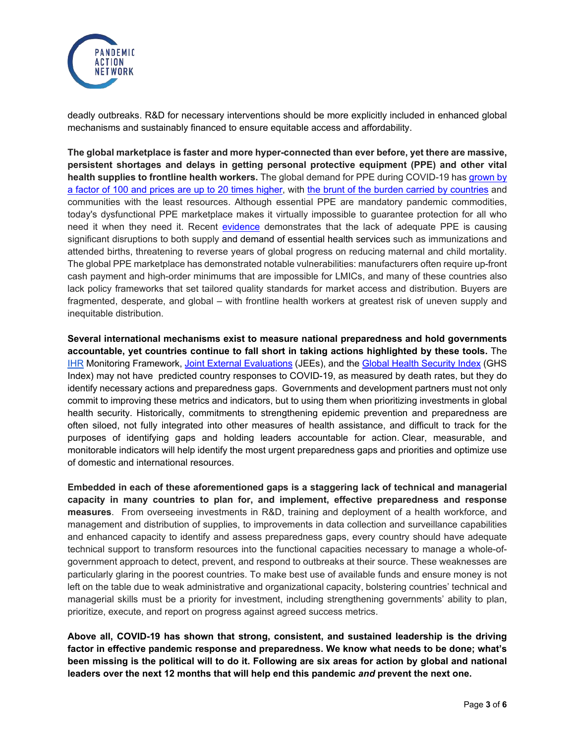deadly outbreaks. R&D for necessary interventions should be more explicitly included in enhanced global mechanisms and sustainably financed to ensure equitable access and affordability.

**The global marketplace is faster and more hyper-connected than ever before, yet there are massive, persistent shortages and delays in getting personal protective equipment (PPE) and other vital health supplies to frontline health workers.** The global demand for PPE during COVID-19 has grown by a factor of 100 and prices are up to 20 times higher, with the brunt of the burden carried by countries and communities with the least resources. Although essential PPE are mandatory pandemic commodities, today's dysfunctional PPE marketplace makes it virtually impossible to guarantee protection for all who need it when they need it. Recent evidence demonstrates that the lack of adequate PPE is causing significant disruptions to both supply and demand of essential health services such as immunizations and attended births, threatening to reverse years of global progress on reducing maternal and child mortality. The global PPE marketplace has demonstrated notable vulnerabilities: manufacturers often require up-front cash payment and high-order minimums that are impossible for LMICs, and many of these countries also lack policy frameworks that set tailored quality standards for market access and distribution. Buyers are fragmented, desperate, and global – with frontline health workers at greatest risk of uneven supply and inequitable distribution.

**Several international mechanisms exist to measure national preparedness and hold governments accountable, yet countries continue to fall short in taking actions highlighted by these tools.** The IHR Monitoring Framework, Joint External Evaluations (JEEs), and the Global Health Security Index (GHS Index) may not have predicted country responses to COVID-19, as measured by death rates, but they do identify necessary actions and preparedness gaps. Governments and development partners must not only commit to improving these metrics and indicators, but to using them when prioritizing investments in global health security. Historically, commitments to strengthening epidemic prevention and preparedness are often siloed, not fully integrated into other measures of health assistance, and difficult to track for the purposes of identifying gaps and holding leaders accountable for action. Clear, measurable, and monitorable indicators will help identify the most urgent preparedness gaps and priorities and optimize use of domestic and international resources.

**Embedded in each of these aforementioned gaps is a staggering lack of technical and managerial capacity in many countries to plan for, and implement, effective preparedness and response measures**. From overseeing investments in R&D, training and deployment of a health workforce, and management and distribution of supplies, to improvements in data collection and surveillance capabilities and enhanced capacity to identify and assess preparedness gaps, every country should have adequate technical support to transform resources into the functional capacities necessary to manage a whole-of-government approach to detect, prevent, and respond to outbreaks at their source. These weaknesses are particularly glaring in the poorest countries. To make best use of available funds and ensure money is not left on the table due to weak administrative and organizational capacity, bolstering countries' technical and managerial skills must be a priority for investment, including strengthening governments' ability to plan, prioritize, execute, and report on progress against agreed success metrics.

**Above all, COVID-19 has shown that strong, consistent, and sustained leadership is the driving factor in effective pandemic response and preparedness. We know what needs to be done; what's been missing is the political will to do it. Following are six areas for action by global and national leaders over the next 12 months that will help end this pandemic *and* prevent the next one.**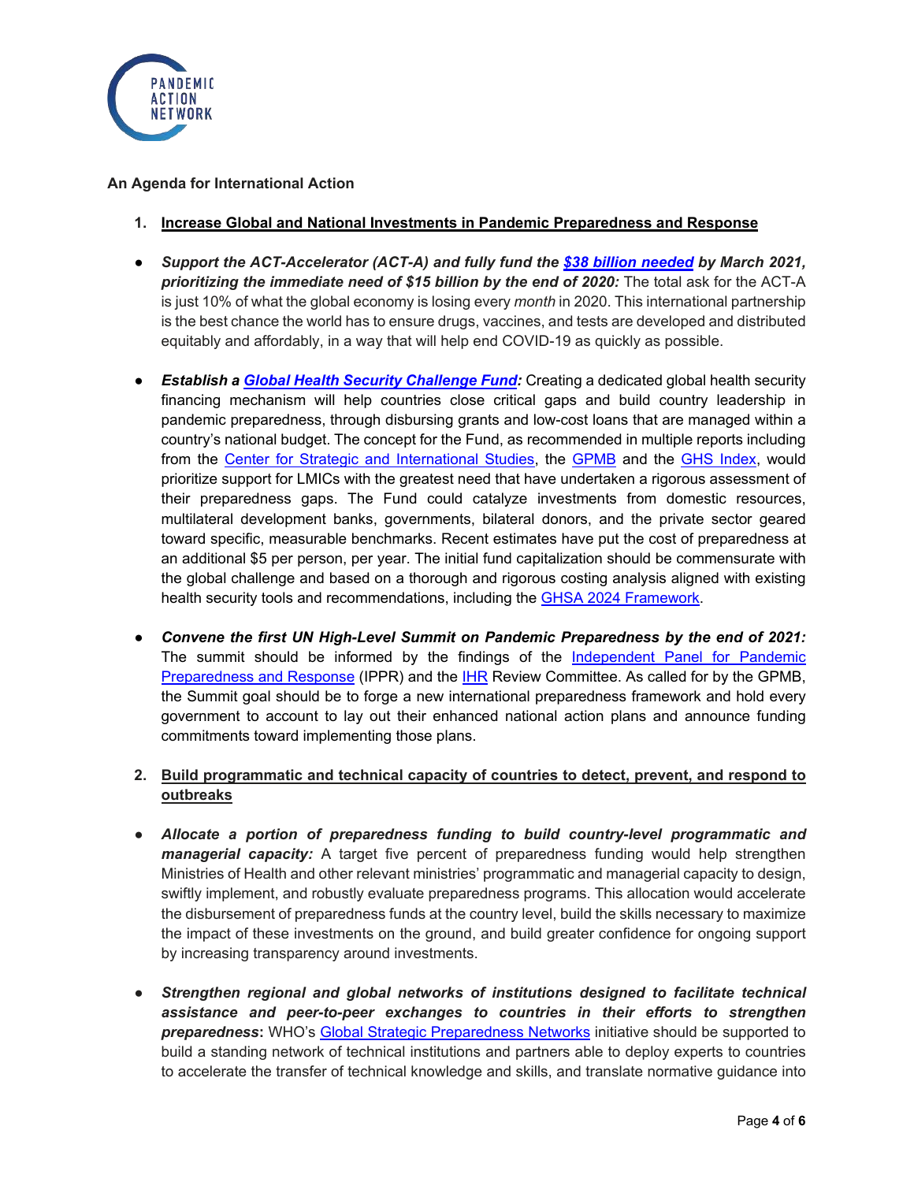**An Agenda for International Action**

1. **Increase Global and National Investments in Pandemic Preparedness and Response**

- ***Support the ACT-Accelerator (ACT-A) and fully fund the $38 billion needed by March 2021, prioritizing the immediate need of $15 billion by the end of 2020:*** The total ask for the ACT-A is just 10% of what the global economy is losing every *month* in 2020. This international partnership is the best chance the world has to ensure drugs, vaccines, and tests are developed and distributed equitably and affordably, in a way that will help end COVID-19 as quickly as possible.

- ***Establish a Global Health Security Challenge Fund:*** Creating a dedicated global health security financing mechanism will help countries close critical gaps and build country leadership in pandemic preparedness, through disbursing grants and low-cost loans that are managed within a country's national budget. The concept for the Fund, as recommended in multiple reports including from the Center for Strategic and International Studies, the GPMB and the GHS Index, would prioritize support for LMICs with the greatest need that have undertaken a rigorous assessment of their preparedness gaps. The Fund could catalyze investments from domestic resources, multilateral development banks, governments, bilateral donors, and the private sector geared toward specific, measurable benchmarks. Recent estimates have put the cost of preparedness at an additional $5 per person, per year. The initial fund capitalization should be commensurate with the global challenge and based on a thorough and rigorous costing analysis aligned with existing health security tools and recommendations, including the GHSA 2024 Framework.

- ***Convene the first UN High-Level Summit on Pandemic Preparedness by the end of 2021:*** The summit should be informed by the findings of the Independent Panel for Pandemic Preparedness and Response (IPPR) and the IHR Review Committee. As called for by the GPMB, the Summit goal should be to forge a new international preparedness framework and hold every government to account to lay out their enhanced national action plans and announce funding commitments toward implementing those plans.

2. **Build programmatic and technical capacity of countries to detect, prevent, and respond to outbreaks**

- ***Allocate a portion of preparedness funding to build country-level programmatic and managerial capacity:*** A target five percent of preparedness funding would help strengthen Ministries of Health and other relevant ministries' programmatic and managerial capacity to design, swiftly implement, and robustly evaluate preparedness programs. This allocation would accelerate the disbursement of preparedness funds at the country level, build the skills necessary to maximize the impact of these investments on the ground, and build greater confidence for ongoing support by increasing transparency around investments.

- ***Strengthen regional and global networks of institutions designed to facilitate technical assistance and peer-to-peer exchanges to countries in their efforts to strengthen preparedness*****:** WHO's Global Strategic Preparedness Networks initiative should be supported to build a standing network of technical institutions and partners able to deploy experts to countries to accelerate the transfer of technical knowledge and skills, and translate normative guidance into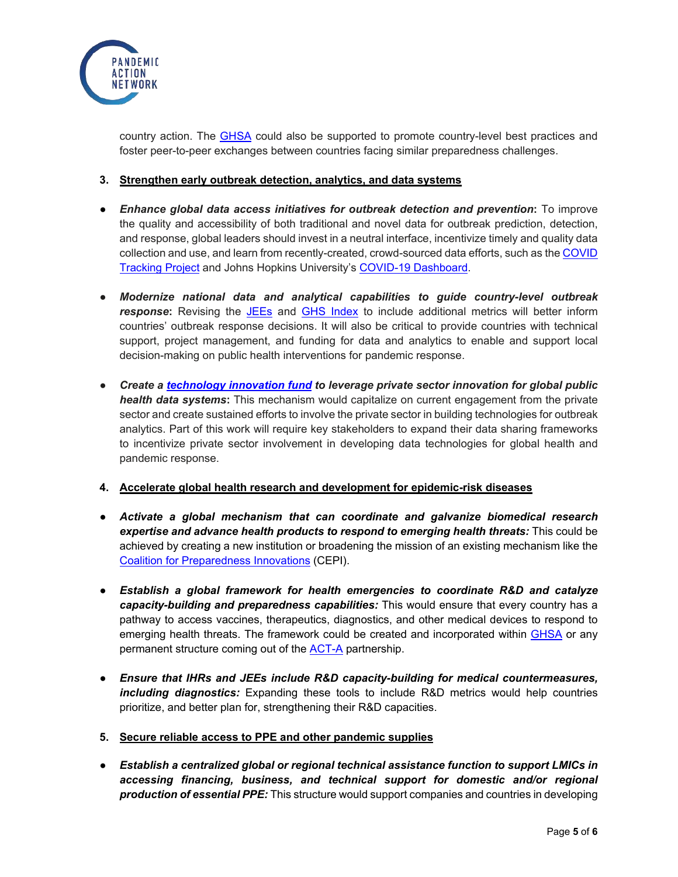country action. The GHSA could also be supported to promote country-level best practices and foster peer-to-peer exchanges between countries facing similar preparedness challenges.

3. **Strengthen early outbreak detection, analytics, and data systems**

- ***Enhance global data access initiatives for outbreak detection and prevention*:** To improve the quality and accessibility of both traditional and novel data for outbreak prediction, detection, and response, global leaders should invest in a neutral interface, incentivize timely and quality data collection and use, and learn from recently-created, crowd-sourced data efforts, such as the COVID Tracking Project and Johns Hopkins University's COVID-19 Dashboard.

- ***Modernize national data and analytical capabilities to guide country-level outbreak response*:** Revising the JEEs and GHS Index to include additional metrics will better inform countries' outbreak response decisions. It will also be critical to provide countries with technical support, project management, and funding for data and analytics to enable and support local decision-making on public health interventions for pandemic response.

- ***Create a technology innovation fund to leverage private sector innovation for global public health data systems*:** This mechanism would capitalize on current engagement from the private sector and create sustained efforts to involve the private sector in building technologies for outbreak analytics. Part of this work will require key stakeholders to expand their data sharing frameworks to incentivize private sector involvement in developing data technologies for global health and pandemic response.

4. **Accelerate global health research and development for epidemic-risk diseases**

- ***Activate a global mechanism that can coordinate and galvanize biomedical research expertise and advance health products to respond to emerging health threats:*** This could be achieved by creating a new institution or broadening the mission of an existing mechanism like the Coalition for Preparedness Innovations (CEPI).

- ***Establish a global framework for health emergencies to coordinate R&D and catalyze capacity-building and preparedness capabilities:*** This would ensure that every country has a pathway to access vaccines, therapeutics, diagnostics, and other medical devices to respond to emerging health threats. The framework could be created and incorporated within GHSA or any permanent structure coming out of the ACT-A partnership.

- ***Ensure that IHRs and JEEs include R&D capacity-building for medical countermeasures, including diagnostics:*** Expanding these tools to include R&D metrics would help countries prioritize, and better plan for, strengthening their R&D capacities.

5. **Secure reliable access to PPE and other pandemic supplies**

- ***Establish a centralized global or regional technical assistance function to support LMICs in accessing financing, business, and technical support for domestic and/or regional production of essential PPE:*** This structure would support companies and countries in developing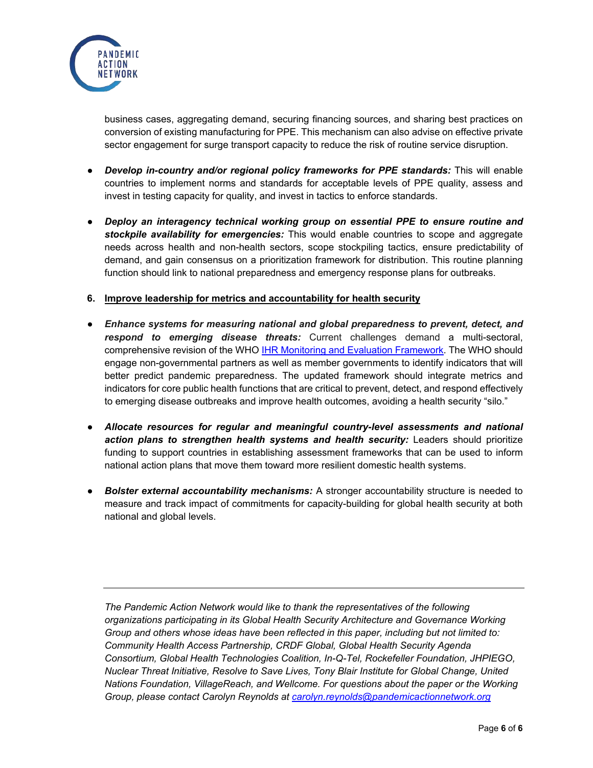business cases, aggregating demand, securing financing sources, and sharing best practices on conversion of existing manufacturing for PPE. This mechanism can also advise on effective private sector engagement for surge transport capacity to reduce the risk of routine service disruption.

- ***Develop in-country and/or regional policy frameworks for PPE standards:*** This will enable countries to implement norms and standards for acceptable levels of PPE quality, assess and invest in testing capacity for quality, and invest in tactics to enforce standards.
- ***Deploy an interagency technical working group on essential PPE to ensure routine and stockpile availability for emergencies:*** This would enable countries to scope and aggregate needs across health and non-health sectors, scope stockpiling tactics, ensure predictability of demand, and gain consensus on a prioritization framework for distribution. This routine planning function should link to national preparedness and emergency response plans for outbreaks.

**6. Improve leadership for metrics and accountability for health security**

- ***Enhance systems for measuring national and global preparedness to prevent, detect, and respond to emerging disease threats:*** Current challenges demand a multi-sectoral, comprehensive revision of the WHO [IHR Monitoring and Evaluation Framework](). The WHO should engage non-governmental partners as well as member governments to identify indicators that will better predict pandemic preparedness. The updated framework should integrate metrics and indicators for core public health functions that are critical to prevent, detect, and respond effectively to emerging disease outbreaks and improve health outcomes, avoiding a health security "silo."
- ***Allocate resources for regular and meaningful country-level assessments and national action plans to strengthen health systems and health security:*** Leaders should prioritize funding to support countries in establishing assessment frameworks that can be used to inform national action plans that move them toward more resilient domestic health systems.
- ***Bolster external accountability mechanisms:*** A stronger accountability structure is needed to measure and track impact of commitments for capacity-building for global health security at both national and global levels.

---

*The Pandemic Action Network would like to thank the representatives of the following organizations participating in its Global Health Security Architecture and Governance Working Group and others whose ideas have been reflected in this paper, including but not limited to: Community Health Access Partnership, CRDF Global, Global Health Security Agenda Consortium, Global Health Technologies Coalition, In-Q-Tel, Rockefeller Foundation, JHPIEGO, Nuclear Threat Initiative, Resolve to Save Lives, Tony Blair Institute for Global Change, United Nations Foundation, VillageReach, and Wellcome. For questions about the paper or the Working Group, please contact Carolyn Reynolds at [carolyn.reynolds@pandemicactionnetwork.org](mailto:carolyn.reynolds@pandemicactionnetwork.org)*